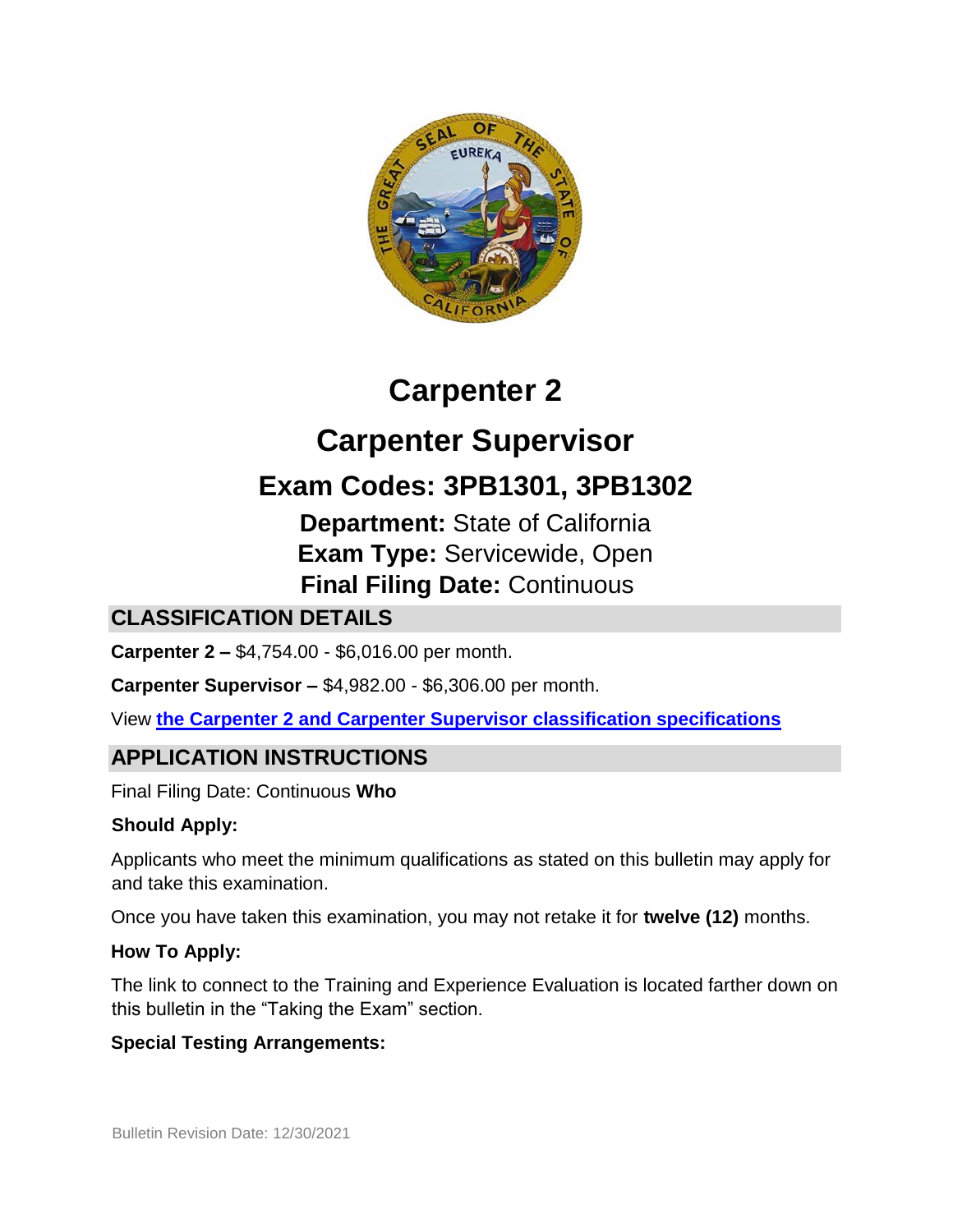# Carpenter 2

# Carpenter Supervisor

## Exam Codes: 3PB1301, 3PB1302

**Department:** State of California
**Exam Type:** Servicewide, Open
**Final Filing Date:** Continuous

## CLASSIFICATION DETAILS

**Carpenter 2 –** $4,754.00 - $6,016.00 per month.

**Carpenter Supervisor –** $4,982.00 - $6,306.00 per month.

View **the Carpenter 2 and Carpenter Supervisor classification specifications**

## APPLICATION INSTRUCTIONS

Final Filing Date: Continuous

**Who Should Apply:**

Applicants who meet the minimum qualifications as stated on this bulletin may apply for and take this examination.

Once you have taken this examination, you may not retake it for **twelve (12)** months.

**How To Apply:**

The link to connect to the Training and Experience Evaluation is located farther down on this bulletin in the "Taking the Exam" section.

**Special Testing Arrangements:**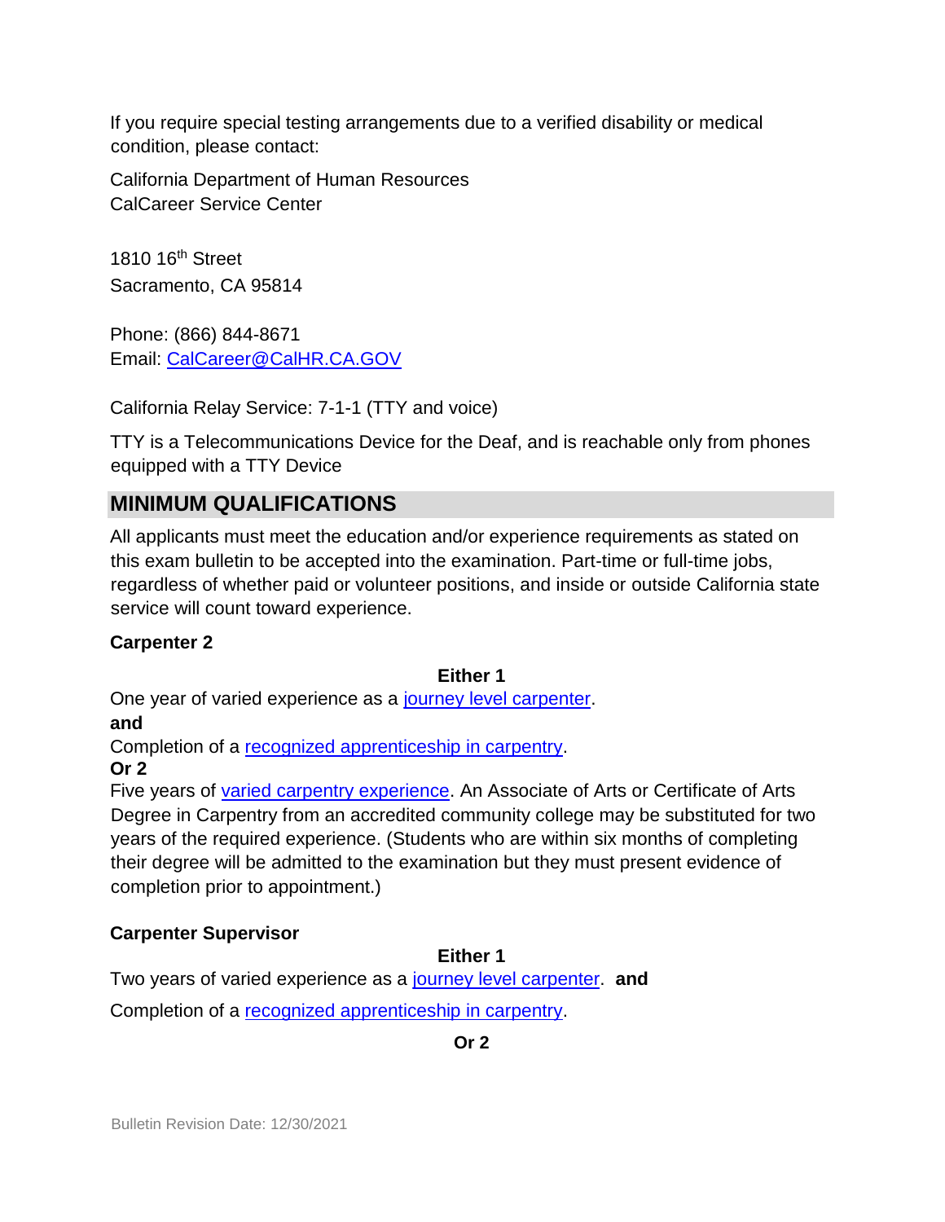If you require special testing arrangements due to a verified disability or medical condition, please contact:

California Department of Human Resources
CalCareer Service Center

1810 16th Street
Sacramento, CA 95814

Phone: (866) 844-8671
Email: CalCareer@CalHR.CA.GOV

California Relay Service: 7-1-1 (TTY and voice)

TTY is a Telecommunications Device for the Deaf, and is reachable only from phones equipped with a TTY Device

## MINIMUM QUALIFICATIONS

All applicants must meet the education and/or experience requirements as stated on this exam bulletin to be accepted into the examination. Part-time or full-time jobs, regardless of whether paid or volunteer positions, and inside or outside California state service will count toward experience.

**Carpenter 2**

**Either 1**

One year of varied experience as a journey level carpenter.

**and**

Completion of a recognized apprenticeship in carpentry.

**Or 2**

Five years of varied carpentry experience. An Associate of Arts or Certificate of Arts Degree in Carpentry from an accredited community college may be substituted for two years of the required experience. (Students who are within six months of completing their degree will be admitted to the examination but they must present evidence of completion prior to appointment.)

**Carpenter Supervisor**

**Either 1**

Two years of varied experience as a journey level carpenter. **and**

Completion of a recognized apprenticeship in carpentry.

**Or 2**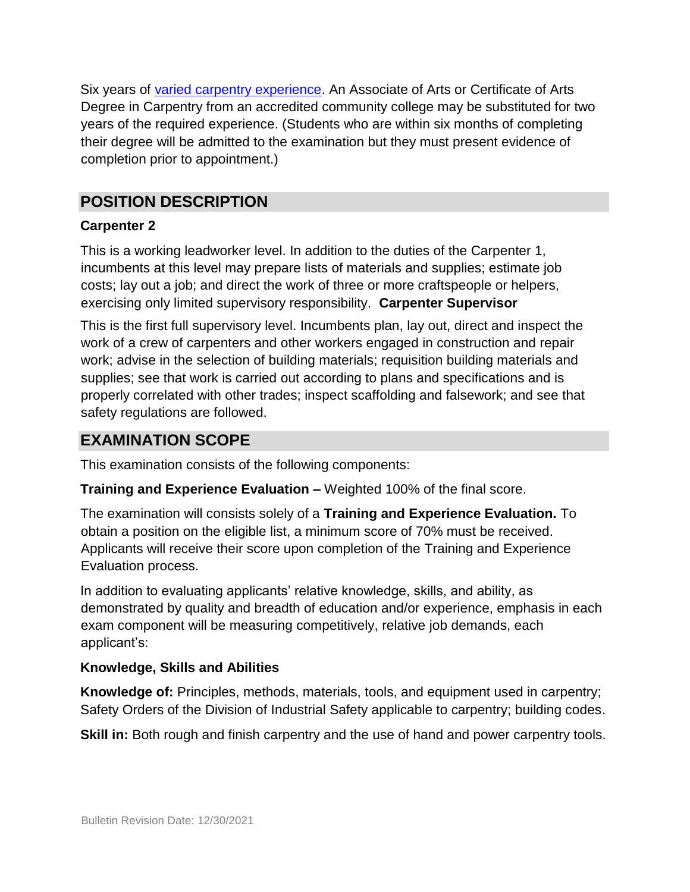Six years of [varied carpentry experience](). An Associate of Arts or Certificate of Arts Degree in Carpentry from an accredited community college may be substituted for two years of the required experience. (Students who are within six months of completing their degree will be admitted to the examination but they must present evidence of completion prior to appointment.)

## POSITION DESCRIPTION

**Carpenter 2**

This is a working leadworker level. In addition to the duties of the Carpenter 1, incumbents at this level may prepare lists of materials and supplies; estimate job costs; lay out a job; and direct the work of three or more craftspeople or helpers, exercising only limited supervisory responsibility. **Carpenter Supervisor**

This is the first full supervisory level. Incumbents plan, lay out, direct and inspect the work of a crew of carpenters and other workers engaged in construction and repair work; advise in the selection of building materials; requisition building materials and supplies; see that work is carried out according to plans and specifications and is properly correlated with other trades; inspect scaffolding and falsework; and see that safety regulations are followed.

## EXAMINATION SCOPE

This examination consists of the following components:

**Training and Experience Evaluation –** Weighted 100% of the final score.

The examination will consists solely of a **Training and Experience Evaluation.** To obtain a position on the eligible list, a minimum score of 70% must be received. Applicants will receive their score upon completion of the Training and Experience Evaluation process.

In addition to evaluating applicants' relative knowledge, skills, and ability, as demonstrated by quality and breadth of education and/or experience, emphasis in each exam component will be measuring competitively, relative job demands, each applicant's:

**Knowledge, Skills and Abilities**

**Knowledge of:** Principles, methods, materials, tools, and equipment used in carpentry; Safety Orders of the Division of Industrial Safety applicable to carpentry; building codes.

**Skill in:** Both rough and finish carpentry and the use of hand and power carpentry tools.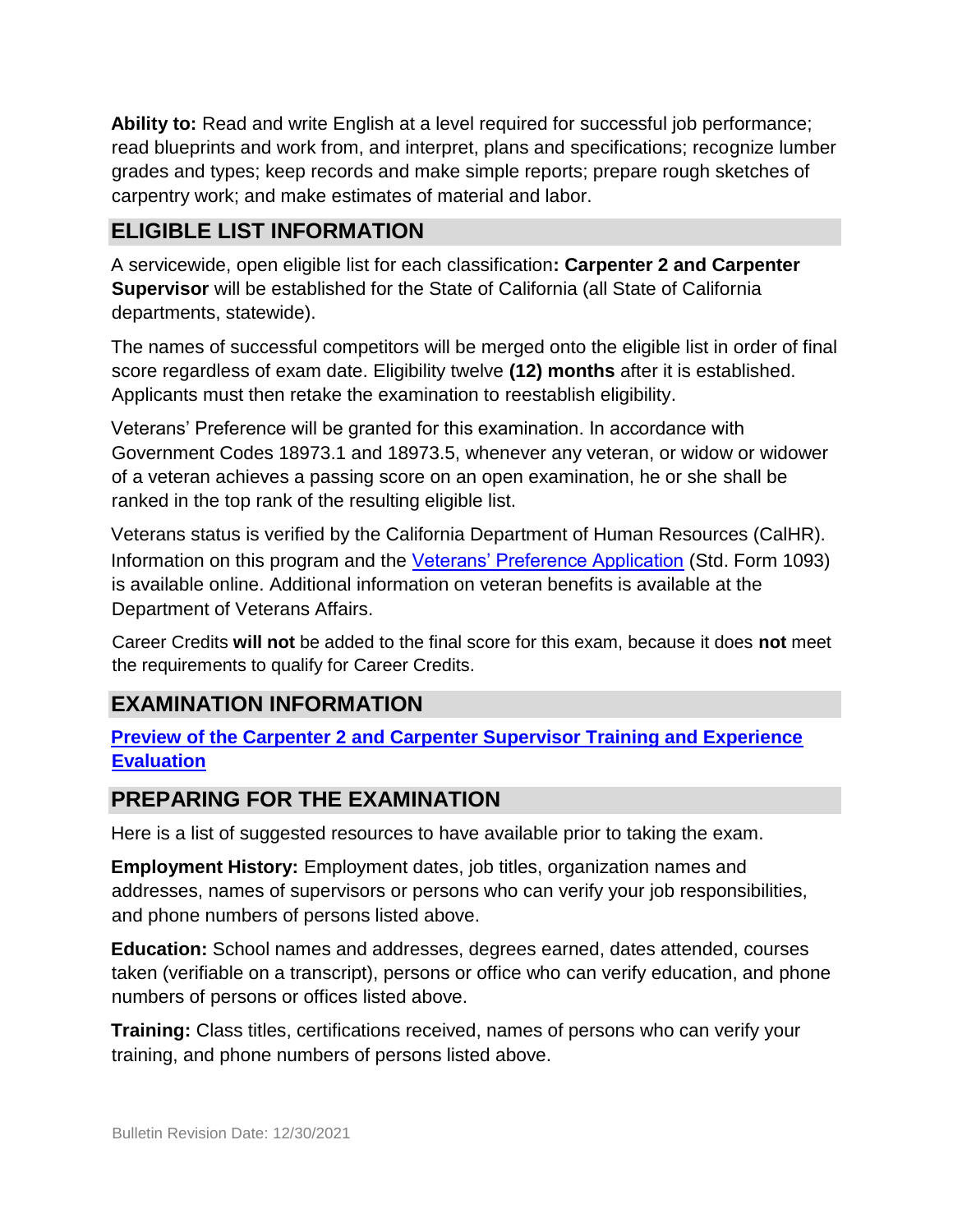**Ability to:** Read and write English at a level required for successful job performance; read blueprints and work from, and interpret, plans and specifications; recognize lumber grades and types; keep records and make simple reports; prepare rough sketches of carpentry work; and make estimates of material and labor.

## ELIGIBLE LIST INFORMATION

A servicewide, open eligible list for each classification**: Carpenter 2 and Carpenter Supervisor** will be established for the State of California (all State of California departments, statewide).

The names of successful competitors will be merged onto the eligible list in order of final score regardless of exam date. Eligibility twelve **(12) months** after it is established. Applicants must then retake the examination to reestablish eligibility.

Veterans' Preference will be granted for this examination. In accordance with Government Codes 18973.1 and 18973.5, whenever any veteran, or widow or widower of a veteran achieves a passing score on an open examination, he or she shall be ranked in the top rank of the resulting eligible list.

Veterans status is verified by the California Department of Human Resources (CalHR). Information on this program and the Veterans' Preference Application (Std. Form 1093) is available online. Additional information on veteran benefits is available at the Department of Veterans Affairs.

Career Credits **will not** be added to the final score for this exam, because it does **not** meet the requirements to qualify for Career Credits.

## EXAMINATION INFORMATION

**Preview of the Carpenter 2 and Carpenter Supervisor Training and Experience Evaluation**

## PREPARING FOR THE EXAMINATION

Here is a list of suggested resources to have available prior to taking the exam.

**Employment History:** Employment dates, job titles, organization names and addresses, names of supervisors or persons who can verify your job responsibilities, and phone numbers of persons listed above.

**Education:** School names and addresses, degrees earned, dates attended, courses taken (verifiable on a transcript), persons or office who can verify education, and phone numbers of persons or offices listed above.

**Training:** Class titles, certifications received, names of persons who can verify your training, and phone numbers of persons listed above.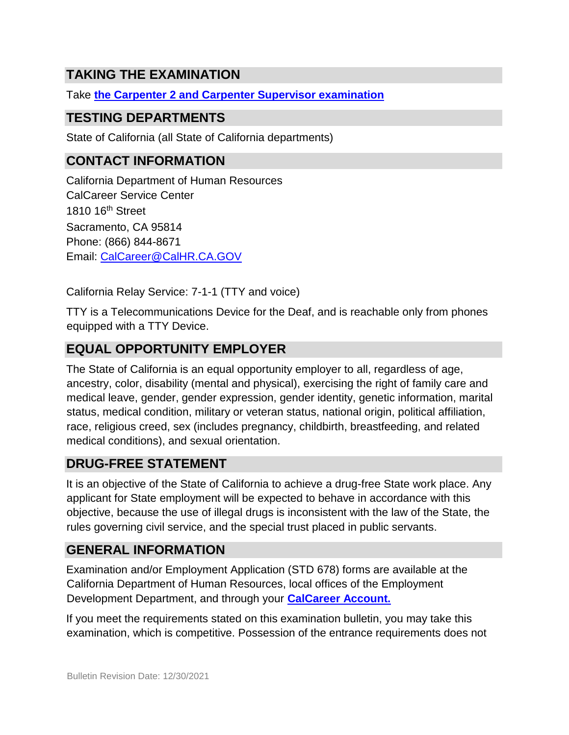## TAKING THE EXAMINATION

Take **the Carpenter 2 and Carpenter Supervisor examination**

## TESTING DEPARTMENTS

State of California (all State of California departments)

## CONTACT INFORMATION

California Department of Human Resources
CalCareer Service Center
1810 16th Street
Sacramento, CA 95814
Phone: (866) 844-8671
Email: CalCareer@CalHR.CA.GOV

California Relay Service: 7-1-1 (TTY and voice)

TTY is a Telecommunications Device for the Deaf, and is reachable only from phones equipped with a TTY Device.

## EQUAL OPPORTUNITY EMPLOYER

The State of California is an equal opportunity employer to all, regardless of age, ancestry, color, disability (mental and physical), exercising the right of family care and medical leave, gender, gender expression, gender identity, genetic information, marital status, medical condition, military or veteran status, national origin, political affiliation, race, religious creed, sex (includes pregnancy, childbirth, breastfeeding, and related medical conditions), and sexual orientation.

## DRUG-FREE STATEMENT

It is an objective of the State of California to achieve a drug-free State work place. Any applicant for State employment will be expected to behave in accordance with this objective, because the use of illegal drugs is inconsistent with the law of the State, the rules governing civil service, and the special trust placed in public servants.

## GENERAL INFORMATION

Examination and/or Employment Application (STD 678) forms are available at the California Department of Human Resources, local offices of the Employment Development Department, and through your **CalCareer Account.**

If you meet the requirements stated on this examination bulletin, you may take this examination, which is competitive. Possession of the entrance requirements does not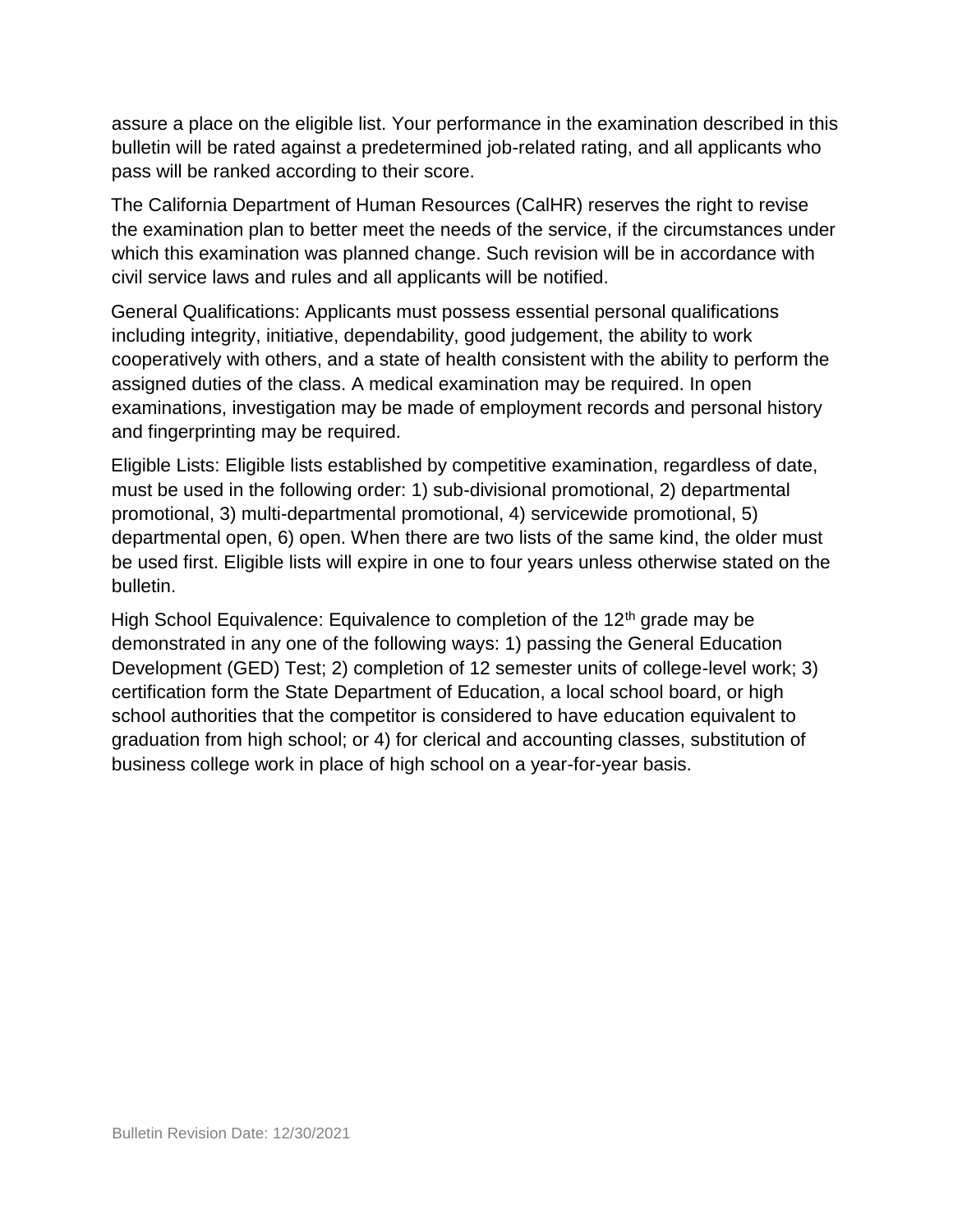assure a place on the eligible list. Your performance in the examination described in this bulletin will be rated against a predetermined job-related rating, and all applicants who pass will be ranked according to their score.

The California Department of Human Resources (CalHR) reserves the right to revise the examination plan to better meet the needs of the service, if the circumstances under which this examination was planned change. Such revision will be in accordance with civil service laws and rules and all applicants will be notified.

General Qualifications: Applicants must possess essential personal qualifications including integrity, initiative, dependability, good judgement, the ability to work cooperatively with others, and a state of health consistent with the ability to perform the assigned duties of the class. A medical examination may be required. In open examinations, investigation may be made of employment records and personal history and fingerprinting may be required.

Eligible Lists: Eligible lists established by competitive examination, regardless of date, must be used in the following order: 1) sub-divisional promotional, 2) departmental promotional, 3) multi-departmental promotional, 4) servicewide promotional, 5) departmental open, 6) open. When there are two lists of the same kind, the older must be used first. Eligible lists will expire in one to four years unless otherwise stated on the bulletin.

High School Equivalence: Equivalence to completion of the 12th grade may be demonstrated in any one of the following ways: 1) passing the General Education Development (GED) Test; 2) completion of 12 semester units of college-level work; 3) certification form the State Department of Education, a local school board, or high school authorities that the competitor is considered to have education equivalent to graduation from high school; or 4) for clerical and accounting classes, substitution of business college work in place of high school on a year-for-year basis.

Bulletin Revision Date: 12/30/2021